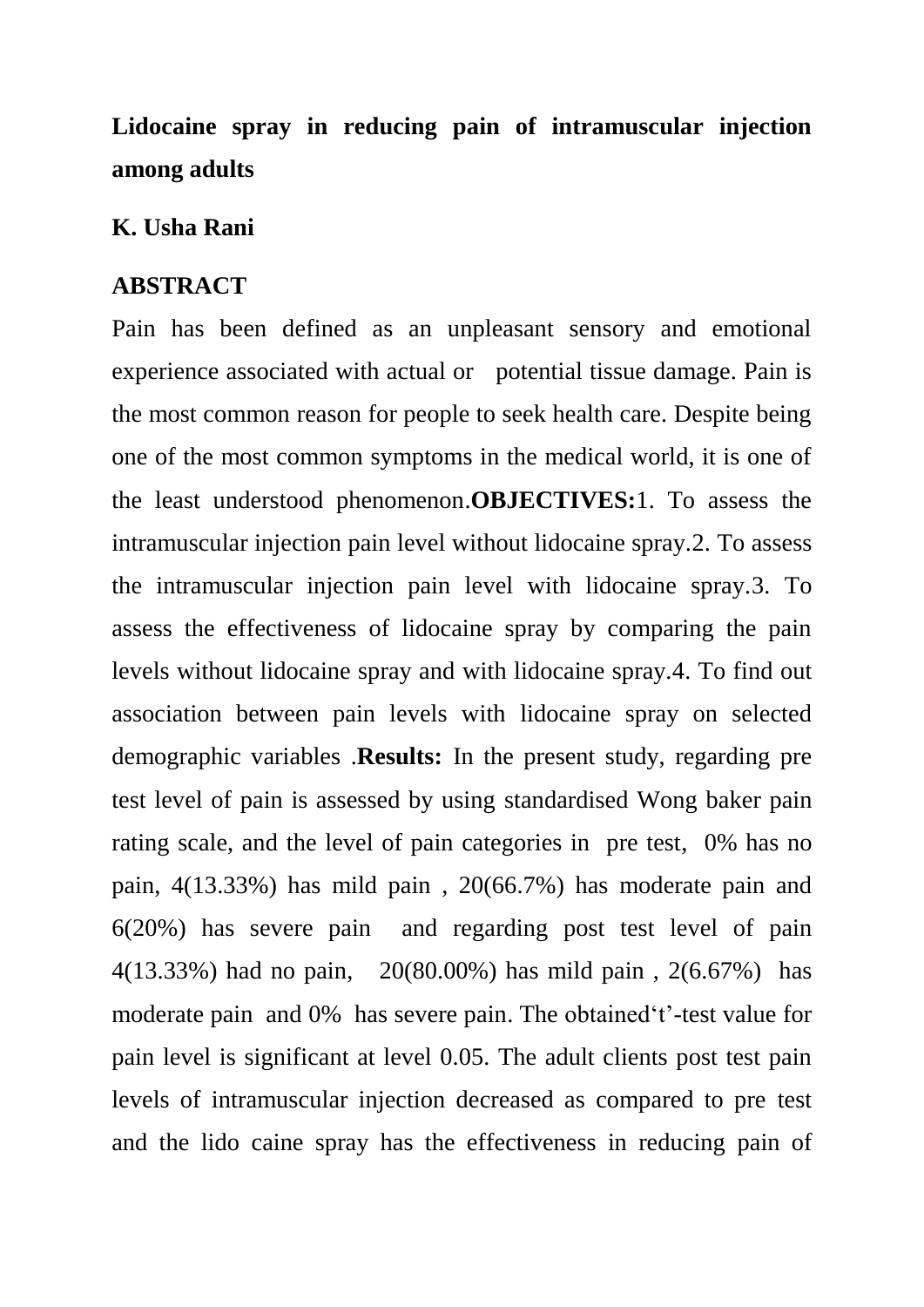# Lidocaine spray in reducing pain of intramuscular injection among adults

**K. Usha Rani**

## ABSTRACT

Pain has been defined as an unpleasant sensory and emotional experience associated with actual or potential tissue damage. Pain is the most common reason for people to seek health care. Despite being one of the most common symptoms in the medical world, it is one of the least understood phenomenon.**OBJECTIVES:**1. To assess the intramuscular injection pain level without lidocaine spray.2. To assess the intramuscular injection pain level with lidocaine spray.3. To assess the effectiveness of lidocaine spray by comparing the pain levels without lidocaine spray and with lidocaine spray.4. To find out association between pain levels with lidocaine spray on selected demographic variables .**Results:** In the present study, regarding pre test level of pain is assessed by using standardised Wong baker pain rating scale, and the level of pain categories in pre test, 0% has no pain, 4(13.33%) has mild pain , 20(66.7%) has moderate pain and 6(20%) has severe pain and regarding post test level of pain 4(13.33%) had no pain, 20(80.00%) has mild pain , 2(6.67%) has moderate pain and 0% has severe pain. The obtained't'-test value for pain level is significant at level 0.05. The adult clients post test pain levels of intramuscular injection decreased as compared to pre test and the lido caine spray has the effectiveness in reducing pain of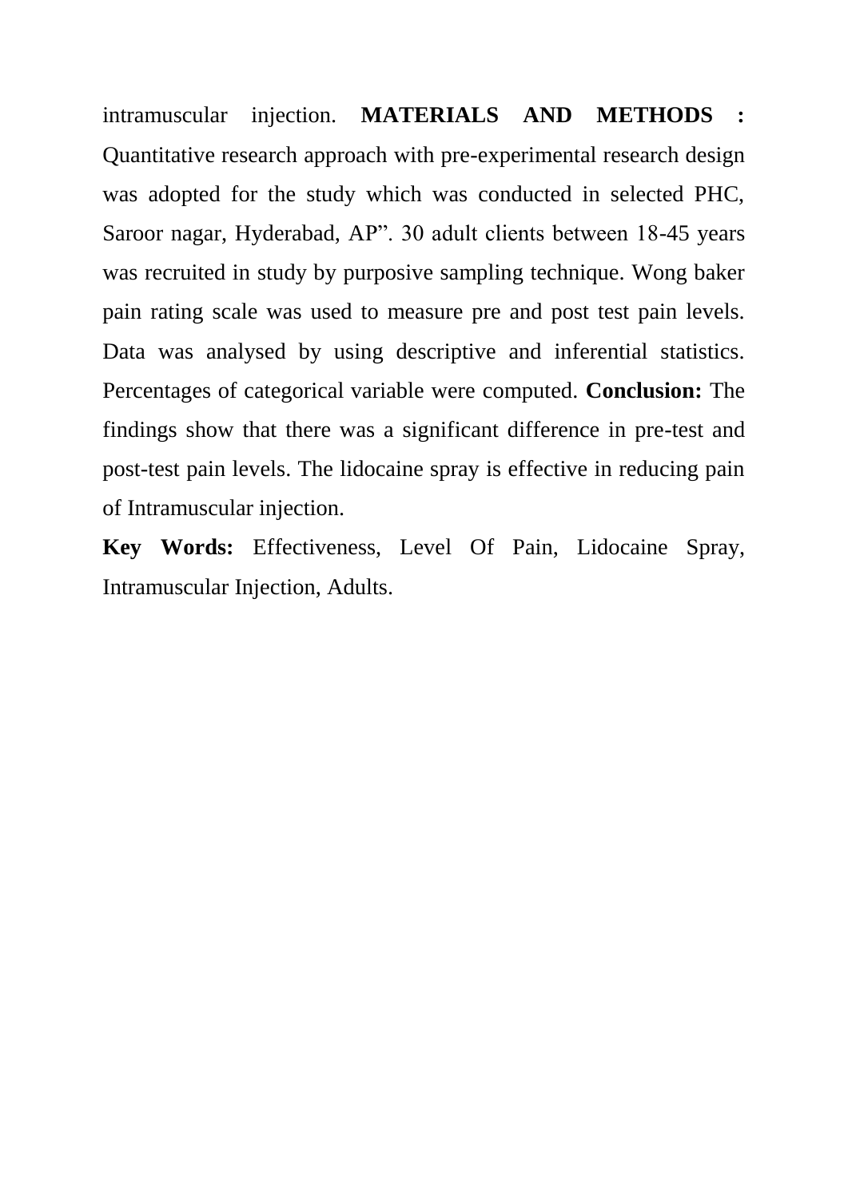intramuscular injection. **MATERIALS AND METHODS :** Quantitative research approach with pre-experimental research design was adopted for the study which was conducted in selected PHC, Saroor nagar, Hyderabad, AP". 30 adult clients between 18-45 years was recruited in study by purposive sampling technique. Wong baker pain rating scale was used to measure pre and post test pain levels. Data was analysed by using descriptive and inferential statistics. Percentages of categorical variable were computed. **Conclusion:** The findings show that there was a significant difference in pre-test and post-test pain levels. The lidocaine spray is effective in reducing pain of Intramuscular injection.

**Key Words:** Effectiveness, Level Of Pain, Lidocaine Spray, Intramuscular Injection, Adults.